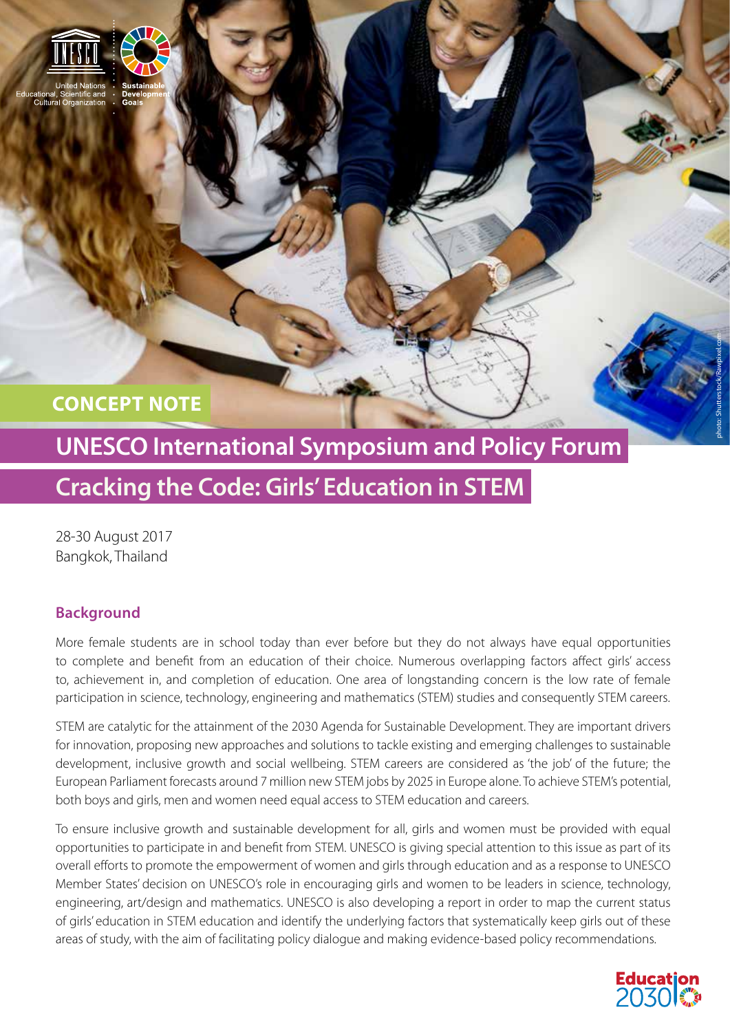**CONCEPT NOTE**

# UNESCO International Symposium and Policy Forum

# Cracking the Code: Girls' Education in STEM

28-30 August 2017
Bangkok, Thailand

## Background

More female students are in school today than ever before but they do not always have equal opportunities to complete and benefit from an education of their choice. Numerous overlapping factors affect girls' access to, achievement in, and completion of education. One area of longstanding concern is the low rate of female participation in science, technology, engineering and mathematics (STEM) studies and consequently STEM careers.

STEM are catalytic for the attainment of the 2030 Agenda for Sustainable Development. They are important drivers for innovation, proposing new approaches and solutions to tackle existing and emerging challenges to sustainable development, inclusive growth and social wellbeing. STEM careers are considered as 'the job' of the future; the European Parliament forecasts around 7 million new STEM jobs by 2025 in Europe alone. To achieve STEM's potential, both boys and girls, men and women need equal access to STEM education and careers.

To ensure inclusive growth and sustainable development for all, girls and women must be provided with equal opportunities to participate in and benefit from STEM. UNESCO is giving special attention to this issue as part of its overall efforts to promote the empowerment of women and girls through education and as a response to UNESCO Member States' decision on UNESCO's role in encouraging girls and women to be leaders in science, technology, engineering, art/design and mathematics. UNESCO is also developing a report in order to map the current status of girls' education in STEM education and identify the underlying factors that systematically keep girls out of these areas of study, with the aim of facilitating policy dialogue and making evidence-based policy recommendations.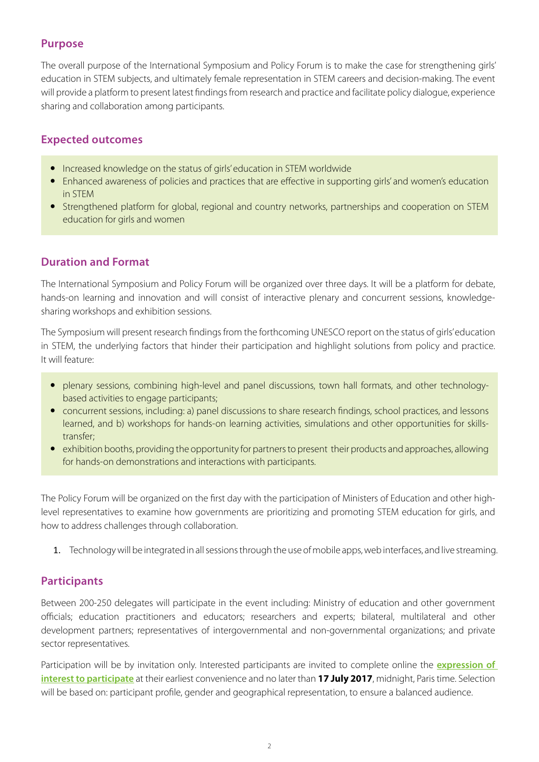## Purpose

The overall purpose of the International Symposium and Policy Forum is to make the case for strengthening girls' education in STEM subjects, and ultimately female representation in STEM careers and decision-making. The event will provide a platform to present latest findings from research and practice and facilitate policy dialogue, experience sharing and collaboration among participants.

## Expected outcomes

- Increased knowledge on the status of girls' education in STEM worldwide
- Enhanced awareness of policies and practices that are effective in supporting girls' and women's education in STEM
- Strengthened platform for global, regional and country networks, partnerships and cooperation on STEM education for girls and women

## Duration and Format

The International Symposium and Policy Forum will be organized over three days. It will be a platform for debate, hands-on learning and innovation and will consist of interactive plenary and concurrent sessions, knowledge-sharing workshops and exhibition sessions.

The Symposium will present research findings from the forthcoming UNESCO report on the status of girls' education in STEM, the underlying factors that hinder their participation and highlight solutions from policy and practice. It will feature:

- plenary sessions, combining high-level and panel discussions, town hall formats, and other technology-based activities to engage participants;
- concurrent sessions, including: a) panel discussions to share research findings, school practices, and lessons learned, and b) workshops for hands-on learning activities, simulations and other opportunities for skills-transfer;
- exhibition booths, providing the opportunity for partners to present their products and approaches, allowing for hands-on demonstrations and interactions with participants.

The Policy Forum will be organized on the first day with the participation of Ministers of Education and other high-level representatives to examine how governments are prioritizing and promoting STEM education for girls, and how to address challenges through collaboration.

1. Technology will be integrated in all sessions through the use of mobile apps, web interfaces, and live streaming.

## Participants

Between 200-250 delegates will participate in the event including: Ministry of education and other government officials; education practitioners and educators; researchers and experts; bilateral, multilateral and other development partners; representatives of intergovernmental and non-governmental organizations; and private sector representatives.

Participation will be by invitation only. Interested participants are invited to complete online the **expression of interest to participate** at their earliest convenience and no later than **17 July 2017**, midnight, Paris time. Selection will be based on: participant profile, gender and geographical representation, to ensure a balanced audience.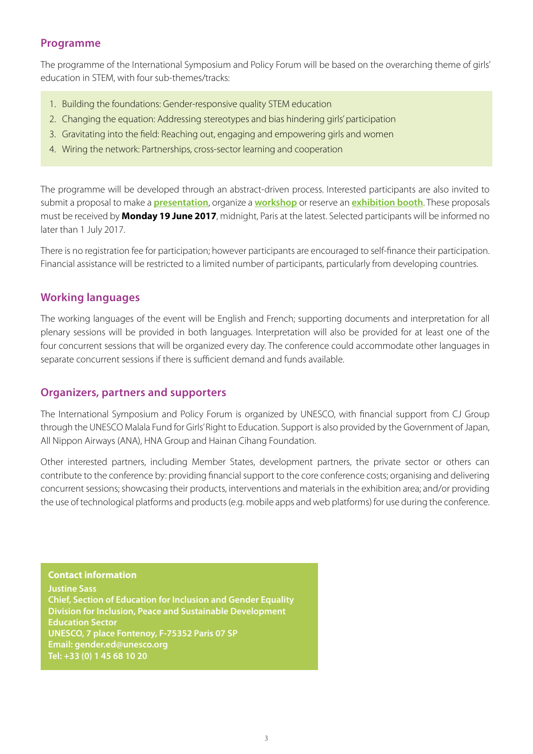## Programme

The programme of the International Symposium and Policy Forum will be based on the overarching theme of girls' education in STEM, with four sub-themes/tracks:

1. Building the foundations: Gender-responsive quality STEM education
2. Changing the equation: Addressing stereotypes and bias hindering girls' participation
3. Gravitating into the field: Reaching out, engaging and empowering girls and women
4. Wiring the network: Partnerships, cross-sector learning and cooperation

The programme will be developed through an abstract-driven process. Interested participants are also invited to submit a proposal to make a **presentation**, organize a **workshop** or reserve an **exhibition booth**. These proposals must be received by **Monday 19 June 2017**, midnight, Paris at the latest. Selected participants will be informed no later than 1 July 2017.

There is no registration fee for participation; however participants are encouraged to self-finance their participation. Financial assistance will be restricted to a limited number of participants, particularly from developing countries.

## Working languages

The working languages of the event will be English and French; supporting documents and interpretation for all plenary sessions will be provided in both languages. Interpretation will also be provided for at least one of the four concurrent sessions that will be organized every day. The conference could accommodate other languages in separate concurrent sessions if there is sufficient demand and funds available.

## Organizers, partners and supporters

The International Symposium and Policy Forum is organized by UNESCO, with financial support from CJ Group through the UNESCO Malala Fund for Girls' Right to Education. Support is also provided by the Government of Japan, All Nippon Airways (ANA), HNA Group and Hainan Cihang Foundation.

Other interested partners, including Member States, development partners, the private sector or others can contribute to the conference by: providing financial support to the core conference costs; organising and delivering concurrent sessions; showcasing their products, interventions and materials in the exhibition area; and/or providing the use of technological platforms and products (e.g. mobile apps and web platforms) for use during the conference.

**Contact information**
**Justine Sass**
**Chief, Section of Education for Inclusion and Gender Equality**
**Division for Inclusion, Peace and Sustainable Development**
**Education Sector**
**UNESCO, 7 place Fontenoy, F-75352 Paris 07 SP**
**Email: gender.ed@unesco.org**
**Tel: +33 (0) 1 45 68 10 20**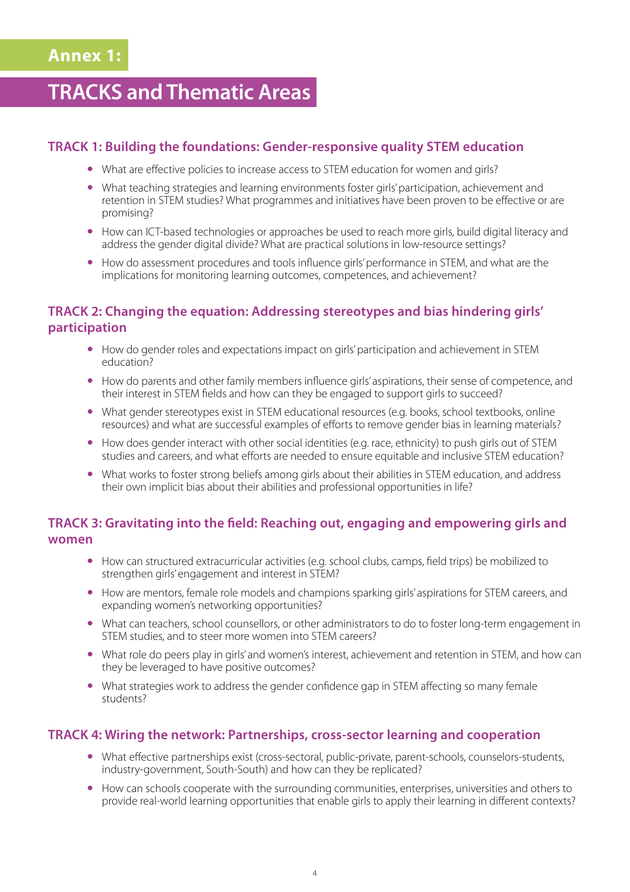# Annex 1:

# TRACKS and Thematic Areas

## TRACK 1: Building the foundations: Gender-responsive quality STEM education

- What are effective policies to increase access to STEM education for women and girls?
- What teaching strategies and learning environments foster girls' participation, achievement and retention in STEM studies? What programmes and initiatives have been proven to be effective or are promising?
- How can ICT-based technologies or approaches be used to reach more girls, build digital literacy and address the gender digital divide? What are practical solutions in low-resource settings?
- How do assessment procedures and tools influence girls' performance in STEM, and what are the implications for monitoring learning outcomes, competences, and achievement?

## TRACK 2: Changing the equation: Addressing stereotypes and bias hindering girls' participation

- How do gender roles and expectations impact on girls' participation and achievement in STEM education?
- How do parents and other family members influence girls' aspirations, their sense of competence, and their interest in STEM fields and how can they be engaged to support girls to succeed?
- What gender stereotypes exist in STEM educational resources (e.g. books, school textbooks, online resources) and what are successful examples of efforts to remove gender bias in learning materials?
- How does gender interact with other social identities (e.g. race, ethnicity) to push girls out of STEM studies and careers, and what efforts are needed to ensure equitable and inclusive STEM education?
- What works to foster strong beliefs among girls about their abilities in STEM education, and address their own implicit bias about their abilities and professional opportunities in life?

## TRACK 3: Gravitating into the field: Reaching out, engaging and empowering girls and women

- How can structured extracurricular activities (e.g. school clubs, camps, field trips) be mobilized to strengthen girls' engagement and interest in STEM?
- How are mentors, female role models and champions sparking girls' aspirations for STEM careers, and expanding women's networking opportunities?
- What can teachers, school counsellors, or other administrators to do to foster long-term engagement in STEM studies, and to steer more women into STEM careers?
- What role do peers play in girls' and women's interest, achievement and retention in STEM, and how can they be leveraged to have positive outcomes?
- What strategies work to address the gender confidence gap in STEM affecting so many female students?

## TRACK 4: Wiring the network: Partnerships, cross-sector learning and cooperation

- What effective partnerships exist (cross-sectoral, public-private, parent-schools, counselors-students, industry-government, South-South) and how can they be replicated?
- How can schools cooperate with the surrounding communities, enterprises, universities and others to provide real-world learning opportunities that enable girls to apply their learning in different contexts?